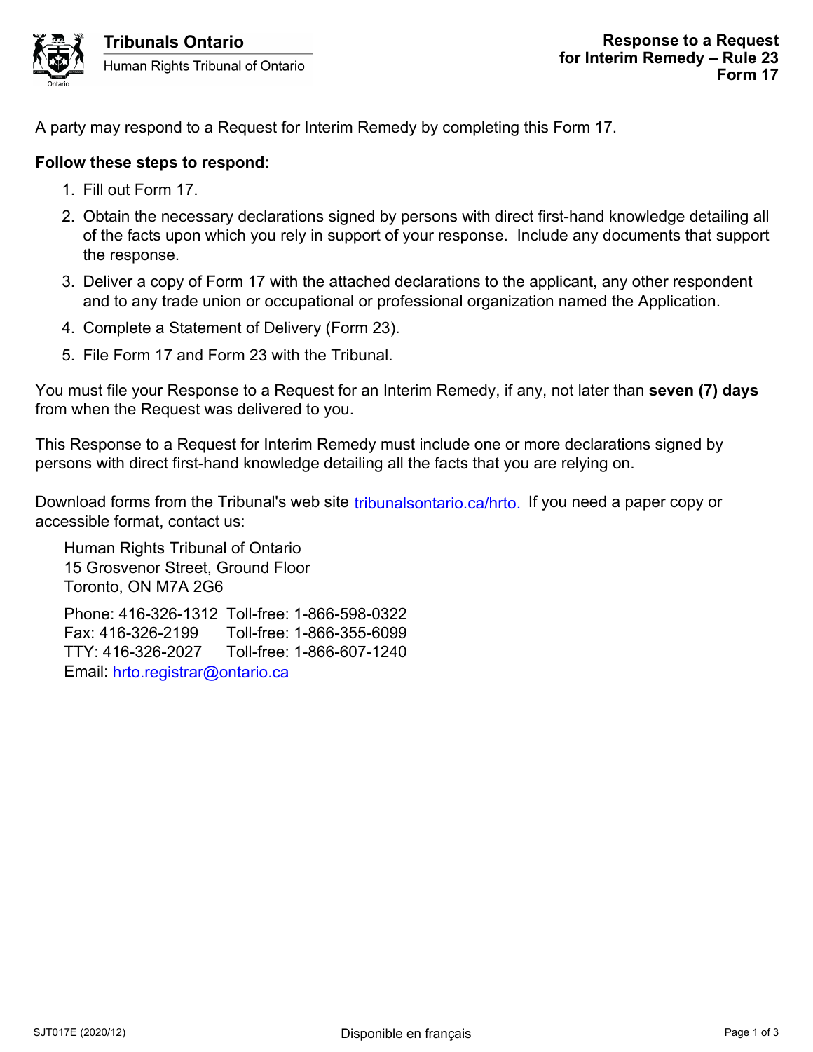Tribunals Ontario

Human Rights Tribunal of Ontario

# Response to a Request for Interim Remedy – Rule 23
## Form 17

A party may respond to a Request for Interim Remedy by completing this Form 17.

**Follow these steps to respond:**

1. Fill out Form 17.
2. Obtain the necessary declarations signed by persons with direct first-hand knowledge detailing all of the facts upon which you rely in support of your response. Include any documents that support the response.
3. Deliver a copy of Form 17 with the attached declarations to the applicant, any other respondent and to any trade union or occupational or professional organization named the Application.
4. Complete a Statement of Delivery (Form 23).
5. File Form 17 and Form 23 with the Tribunal.

You must file your Response to a Request for an Interim Remedy, if any, not later than **seven (7) days** from when the Request was delivered to you.

This Response to a Request for Interim Remedy must include one or more declarations signed by persons with direct first-hand knowledge detailing all the facts that you are relying on.

Download forms from the Tribunal's web site tribunalsontario.ca/hrto. If you need a paper copy or accessible format, contact us:

Human Rights Tribunal of Ontario
15 Grosvenor Street, Ground Floor
Toronto, ON M7A 2G6

Phone: 416-326-1312 Toll-free: 1-866-598-0322
Fax: 416-326-2199 Toll-free: 1-866-355-6099
TTY: 416-326-2027 Toll-free: 1-866-607-1240
Email: hrto.registrar@ontario.ca

SJT017E (2020/12)

Disponible en français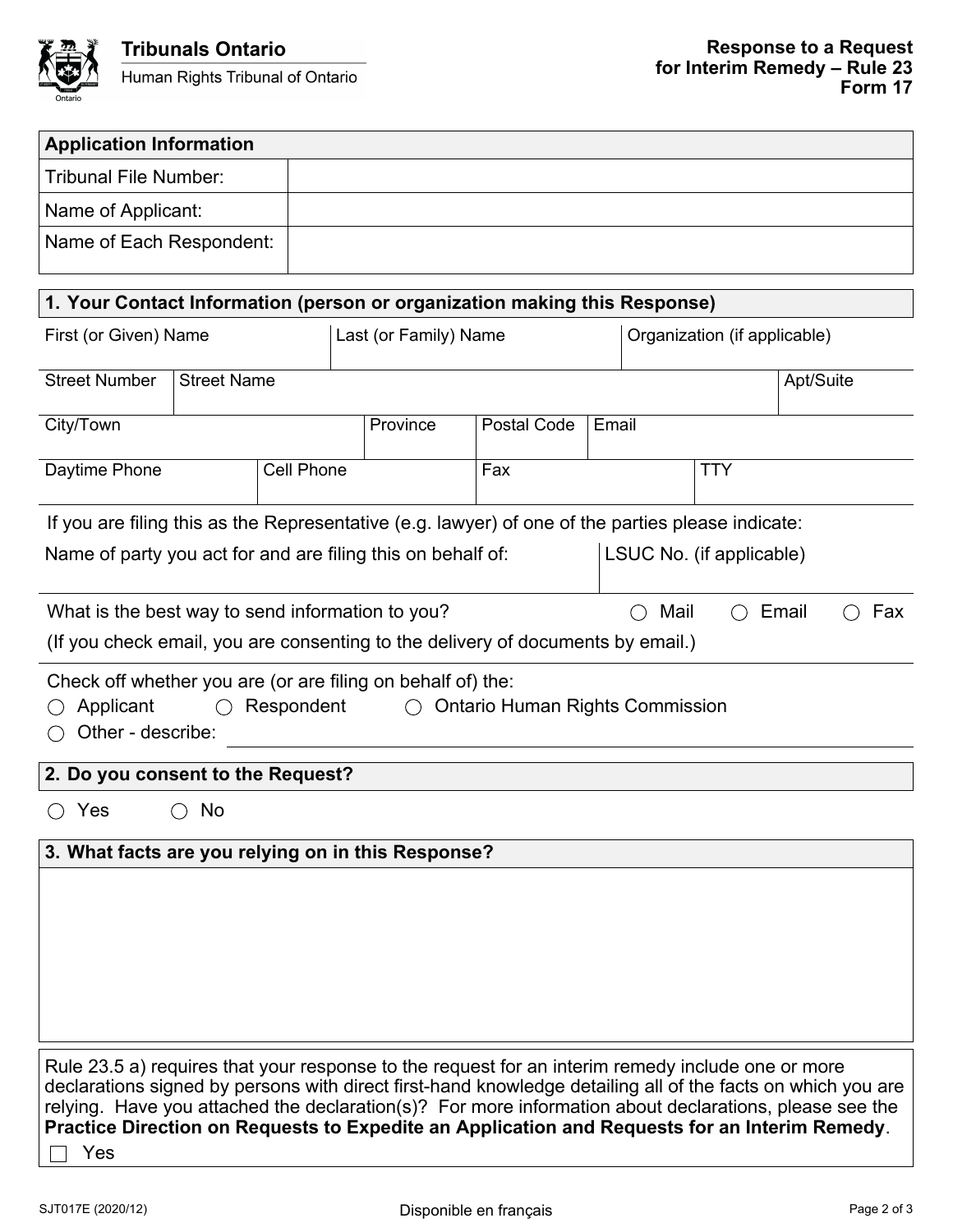**Tribunals Ontario**
Human Rights Tribunal of Ontario

**Response to a Request for Interim Remedy – Rule 23**
**Form 17**

| **Application Information** | |
|---|---|
| Tribunal File Number: | |
| Name of Applicant: | |
| Name of Each Respondent: | |

## 1. Your Contact Information (person or organization making this Response)

| First (or Given) Name | Last (or Family) Name | Organization (if applicable) |
|---|---|---|
| | | |

| Street Number | Street Name | Apt/Suite |
|---|---|---|
| | | |

| City/Town | Province | Postal Code | Email |
|---|---|---|---|
| | | | |

| Daytime Phone | Cell Phone | Fax | TTY |
|---|---|---|---|
| | | | |

If you are filing this as the Representative (e.g. lawyer) of one of the parties please indicate:

| Name of party you act for and are filing this on behalf of: | LSUC No. (if applicable) |
|---|---|
| | |

What is the best way to send information to you? ○ Mail ○ Email ○ Fax

(If you check email, you are consenting to the delivery of documents by email.)

Check off whether you are (or are filing on behalf of) the:

○ Applicant ○ Respondent ○ Ontario Human Rights Commission

○ Other - describe: ____________________

## 2. Do you consent to the Request?

○ Yes ○ No

## 3. What facts are you relying on in this Response?

Rule 23.5 a) requires that your response to the request for an interim remedy include one or more declarations signed by persons with direct first-hand knowledge detailing all of the facts on which you are relying. Have you attached the declaration(s)? For more information about declarations, please see the **Practice Direction on Requests to Expedite an Application and Requests for an Interim Remedy**.

☐ Yes

SJT017E (2020/12) Disponible en français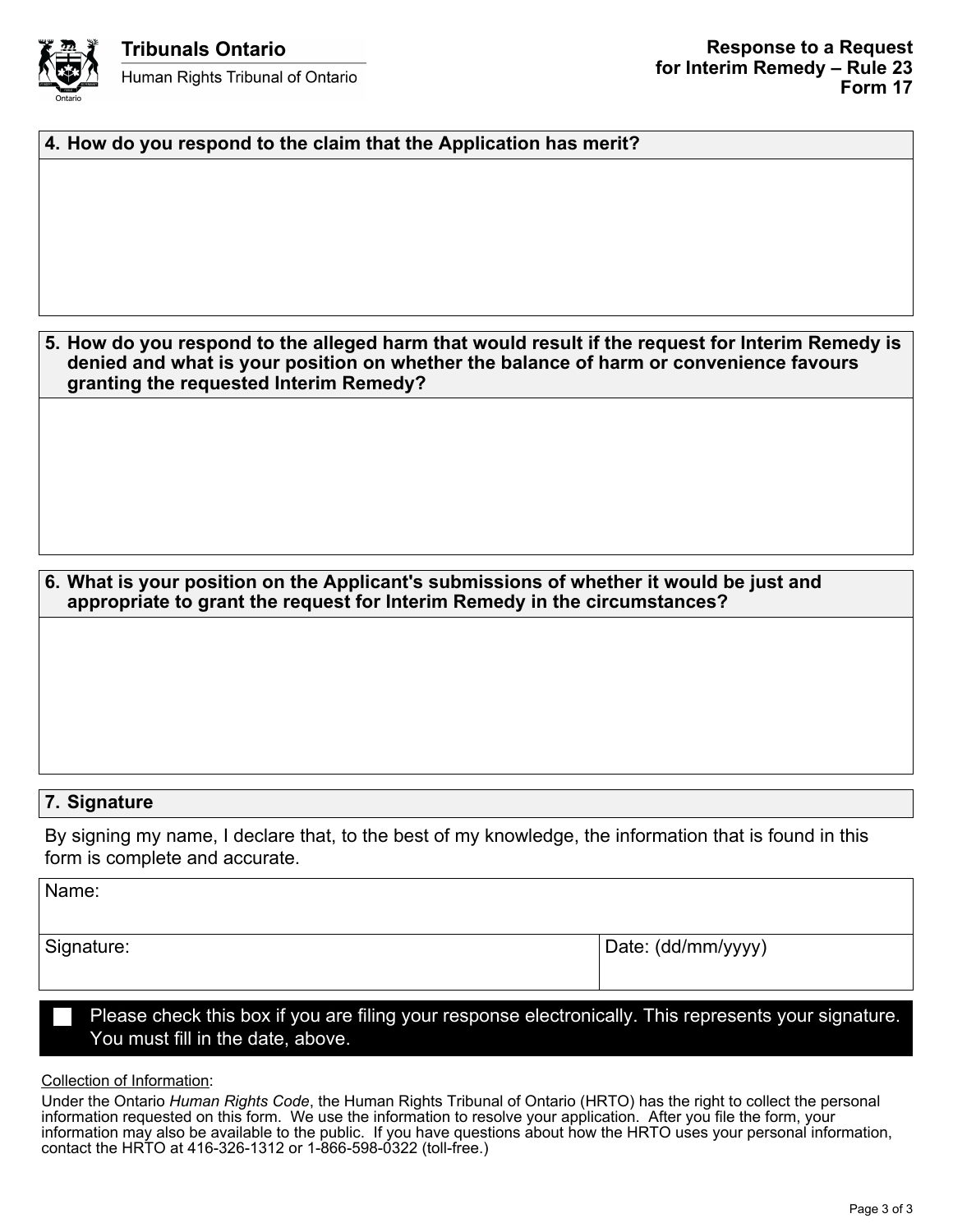**Tribunals Ontario**
Human Rights Tribunal of Ontario

**Response to a Request for Interim Remedy – Rule 23**
**Form 17**

### 4. How do you respond to the claim that the Application has merit?

### 5. How do you respond to the alleged harm that would result if the request for Interim Remedy is denied and what is your position on whether the balance of harm or convenience favours granting the requested Interim Remedy?

### 6. What is your position on the Applicant's submissions of whether it would be just and appropriate to grant the request for Interim Remedy in the circumstances?

### 7. Signature

By signing my name, I declare that, to the best of my knowledge, the information that is found in this form is complete and accurate.

| | |
|---|---|
| Name: | |
| Signature: | Date: (dd/mm/yyyy) |

☐ Please check this box if you are filing your response electronically. This represents your signature. You must fill in the date, above.

Collection of Information:

Under the Ontario *Human Rights Code*, the Human Rights Tribunal of Ontario (HRTO) has the right to collect the personal information requested on this form. We use the information to resolve your application. After you file the form, your information may also be available to the public. If you have questions about how the HRTO uses your personal information, contact the HRTO at 416-326-1312 or 1-866-598-0322 (toll-free.)